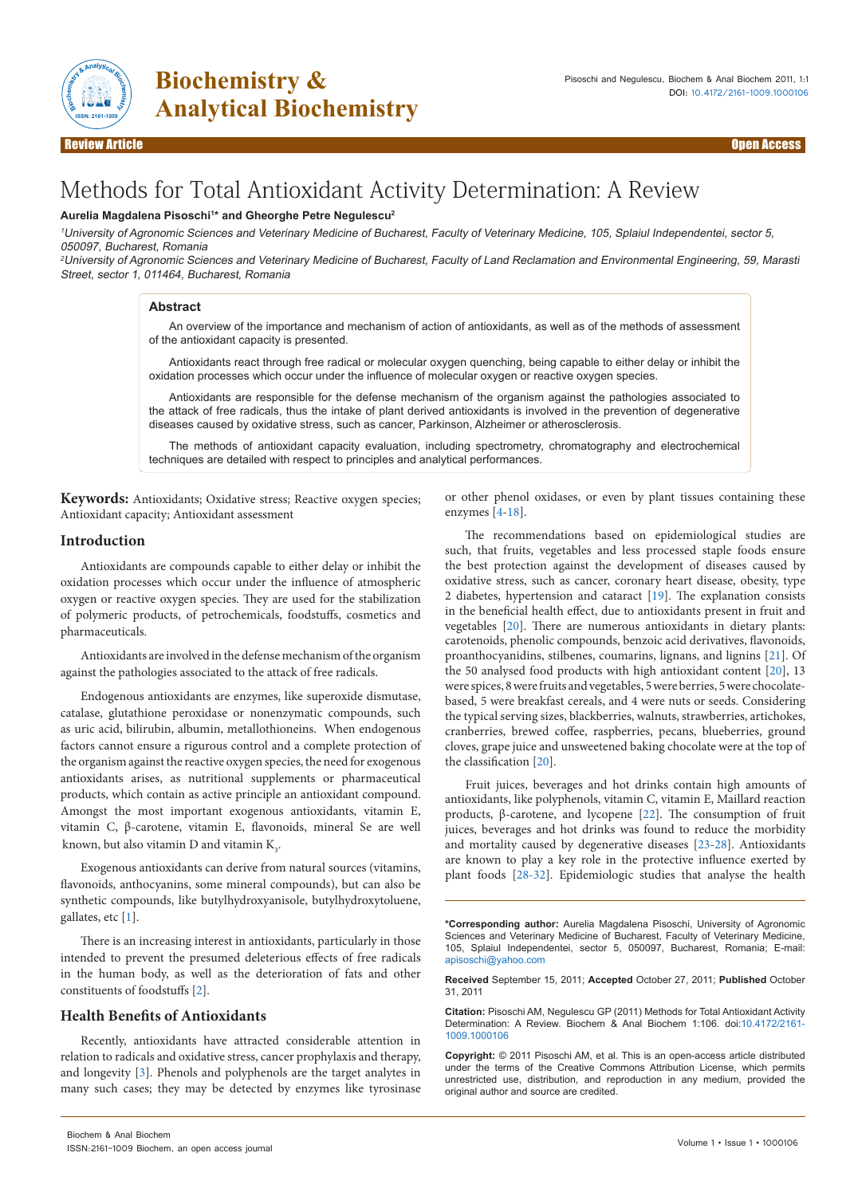Review Article — Open Access

# Methods for Total Antioxidant Activity Determination: A Review

**Aurelia Magdalena Pisoschi[1]* and Gheorghe Petre Negulescu[2]**

[1]*University of Agronomic Sciences and Veterinary Medicine of Bucharest, Faculty of Veterinary Medicine, 105, Splaiul Independentei, sector 5, 050097, Bucharest, Romania*

[2]*University of Agronomic Sciences and Veterinary Medicine of Bucharest, Faculty of Land Reclamation and Environmental Engineering, 59, Marasti Street, sector 1, 011464, Bucharest, Romania*

## Abstract

An overview of the importance and mechanism of action of antioxidants, as well as of the methods of assessment of the antioxidant capacity is presented.

Antioxidants react through free radical or molecular oxygen quenching, being capable to either delay or inhibit the oxidation processes which occur under the influence of molecular oxygen or reactive oxygen species.

Antioxidants are responsible for the defense mechanism of the organism against the pathologies associated to the attack of free radicals, thus the intake of plant derived antioxidants is involved in the prevention of degenerative diseases caused by oxidative stress, such as cancer, Parkinson, Alzheimer or atherosclerosis.

The methods of antioxidant capacity evaluation, including spectrometry, chromatography and electrochemical techniques are detailed with respect to principles and analytical performances.

**Keywords:** Antioxidants; Oxidative stress; Reactive oxygen species; Antioxidant capacity; Antioxidant assessment

## Introduction

Antioxidants are compounds capable to either delay or inhibit the oxidation processes which occur under the influence of atmospheric oxygen or reactive oxygen species. They are used for the stabilization of polymeric products, of petrochemicals, foodstuffs, cosmetics and pharmaceuticals.

Antioxidants are involved in the defense mechanism of the organism against the pathologies associated to the attack of free radicals.

Endogenous antioxidants are enzymes, like superoxide dismutase, catalase, glutathione peroxidase or nonenzymatic compounds, such as uric acid, bilirubin, albumin, metallothioneins. When endogenous factors cannot ensure a rigurous control and a complete protection of the organism against the reactive oxygen species, the need for exogenous antioxidants arises, as nutritional supplements or pharmaceutical products, which contain as active principle an antioxidant compound. Amongst the most important exogenous antioxidants, vitamin E, vitamin C, β-carotene, vitamin E, flavonoids, mineral Se are well known, but also vitamin D and vitamin $K_3$.

Exogenous antioxidants can derive from natural sources (vitamins, flavonoids, anthocyanins, some mineral compounds), but can also be synthetic compounds, like butylhydroxyanisole, butylhydroxytoluene, gallates, etc [1].

There is an increasing interest in antioxidants, particularly in those intended to prevent the presumed deleterious effects of free radicals in the human body, as well as the deterioration of fats and other constituents of foodstuffs [2].

## Health Benefits of Antioxidants

Recently, antioxidants have attracted considerable attention in relation to radicals and oxidative stress, cancer prophylaxis and therapy, and longevity [3]. Phenols and polyphenols are the target analytes in many such cases; they may be detected by enzymes like tyrosinase or other phenol oxidases, or even by plant tissues containing these enzymes [4-18].

The recommendations based on epidemiological studies are such, that fruits, vegetables and less processed staple foods ensure the best protection against the development of diseases caused by oxidative stress, such as cancer, coronary heart disease, obesity, type 2 diabetes, hypertension and cataract [19]. The explanation consists in the beneficial health effect, due to antioxidants present in fruit and vegetables [20]. There are numerous antioxidants in dietary plants: carotenoids, phenolic compounds, benzoic acid derivatives, flavonoids, proanthocyanidins, stilbenes, coumarins, lignans, and lignins [21]. Of the 50 analysed food products with high antioxidant content [20], 13 were spices, 8 were fruits and vegetables, 5 were berries, 5 were chocolate-based, 5 were breakfast cereals, and 4 were nuts or seeds. Considering the typical serving sizes, blackberries, walnuts, strawberries, artichokes, cranberries, brewed coffee, raspberries, pecans, blueberries, ground cloves, grape juice and unsweetened baking chocolate were at the top of the classification [20].

Fruit juices, beverages and hot drinks contain high amounts of antioxidants, like polyphenols, vitamin C, vitamin E, Maillard reaction products, β-carotene, and lycopene [22]. The consumption of fruit juices, beverages and hot drinks was found to reduce the morbidity and mortality caused by degenerative diseases [23-28]. Antioxidants are known to play a key role in the protective influence exerted by plant foods [28-32]. Epidemiologic studies that analyse the health

**\*Corresponding author:** Aurelia Magdalena Pisoschi, University of Agronomic Sciences and Veterinary Medicine of Bucharest, Faculty of Veterinary Medicine, 105, Splaiul Independentei, sector 5, 050097, Bucharest, Romania; E-mail: apisoschi@yahoo.com

**Received** September 15, 2011; **Accepted** October 27, 2011; **Published** October 31, 2011

**Citation:** Pisoschi AM, Negulescu GP (2011) Methods for Total Antioxidant Activity Determination: A Review. Biochem & Anal Biochem 1:106. doi:10.4172/2161-1009.1000106

**Copyright:** © 2011 Pisoschi AM, et al. This is an open-access article distributed under the terms of the Creative Commons Attribution License, which permits unrestricted use, distribution, and reproduction in any medium, provided the original author and source are credited.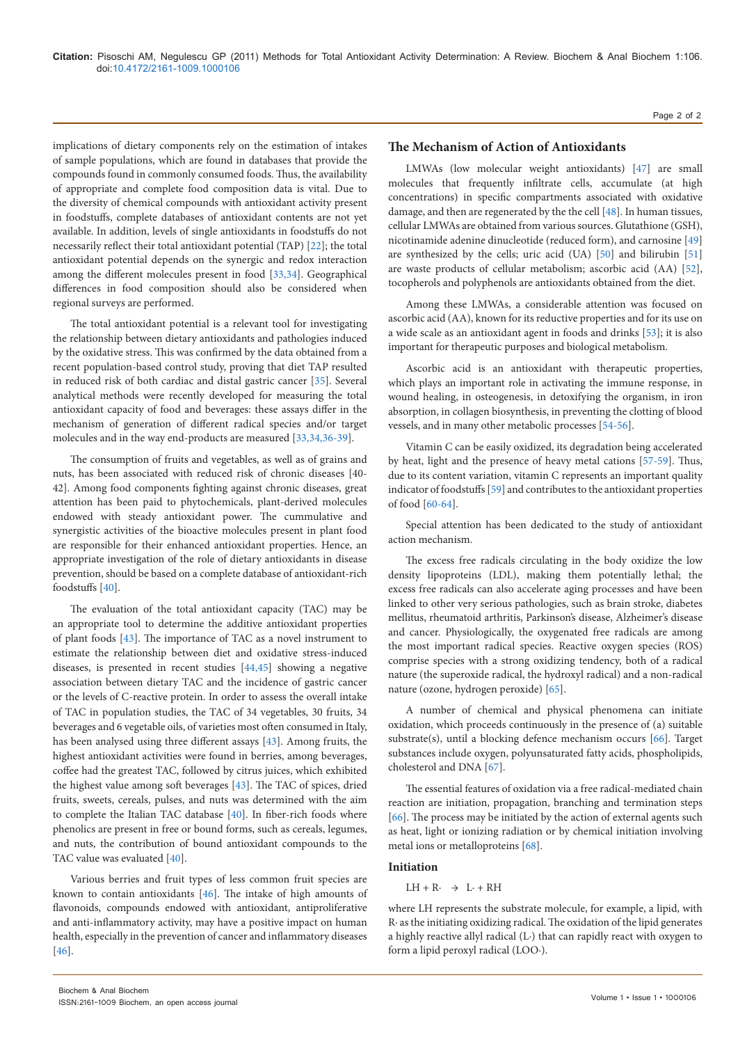implications of dietary components rely on the estimation of intakes of sample populations, which are found in databases that provide the compounds found in commonly consumed foods. Thus, the availability of appropriate and complete food composition data is vital. Due to the diversity of chemical compounds with antioxidant activity present in foodstuffs, complete databases of antioxidant contents are not yet available. In addition, levels of single antioxidants in foodstuffs do not necessarily reflect their total antioxidant potential (TAP) [22]; the total antioxidant potential depends on the synergic and redox interaction among the different molecules present in food [33,34]. Geographical differences in food composition should also be considered when regional surveys are performed.

The total antioxidant potential is a relevant tool for investigating the relationship between dietary antioxidants and pathologies induced by the oxidative stress. This was confirmed by the data obtained from a recent population-based control study, proving that diet TAP resulted in reduced risk of both cardiac and distal gastric cancer [35]. Several analytical methods were recently developed for measuring the total antioxidant capacity of food and beverages: these assays differ in the mechanism of generation of different radical species and/or target molecules and in the way end-products are measured [33,34,36-39].

The consumption of fruits and vegetables, as well as of grains and nuts, has been associated with reduced risk of chronic diseases [40-42]. Among food components fighting against chronic diseases, great attention has been paid to phytochemicals, plant-derived molecules endowed with steady antioxidant power. The cummulative and synergistic activities of the bioactive molecules present in plant food are responsible for their enhanced antioxidant properties. Hence, an appropriate investigation of the role of dietary antioxidants in disease prevention, should be based on a complete database of antioxidant-rich foodstuffs [40].

The evaluation of the total antioxidant capacity (TAC) may be an appropriate tool to determine the additive antioxidant properties of plant foods [43]. The importance of TAC as a novel instrument to estimate the relationship between diet and oxidative stress-induced diseases, is presented in recent studies [44,45] showing a negative association between dietary TAC and the incidence of gastric cancer or the levels of C-reactive protein. In order to assess the overall intake of TAC in population studies, the TAC of 34 vegetables, 30 fruits, 34 beverages and 6 vegetable oils, of varieties most often consumed in Italy, has been analysed using three different assays [43]. Among fruits, the highest antioxidant activities were found in berries, among beverages, coffee had the greatest TAC, followed by citrus juices, which exhibited the highest value among soft beverages [43]. The TAC of spices, dried fruits, sweets, cereals, pulses, and nuts was determined with the aim to complete the Italian TAC database [40]. In fiber-rich foods where phenolics are present in free or bound forms, such as cereals, legumes, and nuts, the contribution of bound antioxidant compounds to the TAC value was evaluated [40].

Various berries and fruit types of less common fruit species are known to contain antioxidants [46]. The intake of high amounts of flavonoids, compounds endowed with antioxidant, antiproliferative and anti-inflammatory activity, may have a positive impact on human health, especially in the prevention of cancer and inflammatory diseases [46].

## The Mechanism of Action of Antioxidants

LMWAs (low molecular weight antioxidants) [47] are small molecules that frequently infiltrate cells, accumulate (at high concentrations) in specific compartments associated with oxidative damage, and then are regenerated by the the cell [48]. In human tissues, cellular LMWAs are obtained from various sources. Glutathione (GSH), nicotinamide adenine dinucleotide (reduced form), and carnosine [49] are synthesized by the cells; uric acid (UA) [50] and bilirubin [51] are waste products of cellular metabolism; ascorbic acid (AA) [52], tocopherols and polyphenols are antioxidants obtained from the diet.

Among these LMWAs, a considerable attention was focused on ascorbic acid (AA), known for its reductive properties and for its use on a wide scale as an antioxidant agent in foods and drinks [53]; it is also important for therapeutic purposes and biological metabolism.

Ascorbic acid is an antioxidant with therapeutic properties, which plays an important role in activating the immune response, in wound healing, in osteogenesis, in detoxifying the organism, in iron absorption, in collagen biosynthesis, in preventing the clotting of blood vessels, and in many other metabolic processes [54-56].

Vitamin C can be easily oxidized, its degradation being accelerated by heat, light and the presence of heavy metal cations [57-59]. Thus, due to its content variation, vitamin C represents an important quality indicator of foodstuffs [59] and contributes to the antioxidant properties of food [60-64].

Special attention has been dedicated to the study of antioxidant action mechanism.

The excess free radicals circulating in the body oxidize the low density lipoproteins (LDL), making them potentially lethal; the excess free radicals can also accelerate aging processes and have been linked to other very serious pathologies, such as brain stroke, diabetes mellitus, rheumatoid arthritis, Parkinson's disease, Alzheimer's disease and cancer. Physiologically, the oxygenated free radicals are among the most important radical species. Reactive oxygen species (ROS) comprise species with a strong oxidizing tendency, both of a radical nature (the superoxide radical, the hydroxyl radical) and a non-radical nature (ozone, hydrogen peroxide) [65].

A number of chemical and physical phenomena can initiate oxidation, which proceeds continuously in the presence of (a) suitable substrate(s), until a blocking defence mechanism occurs [66]. Target substances include oxygen, polyunsaturated fatty acids, phospholipids, cholesterol and DNA [67].

The essential features of oxidation via a free radical-mediated chain reaction are initiation, propagation, branching and termination steps [66]. The process may be initiated by the action of external agents such as heat, light or ionizing radiation or by chemical initiation involving metal ions or metalloproteins [68].

### Initiation

$$LH + R\cdot \rightarrow L\cdot + RH$$

where LH represents the substrate molecule, for example, a lipid, with R· as the initiating oxidizing radical. The oxidation of the lipid generates a highly reactive allyl radical (L·) that can rapidly react with oxygen to form a lipid peroxyl radical (LOO·).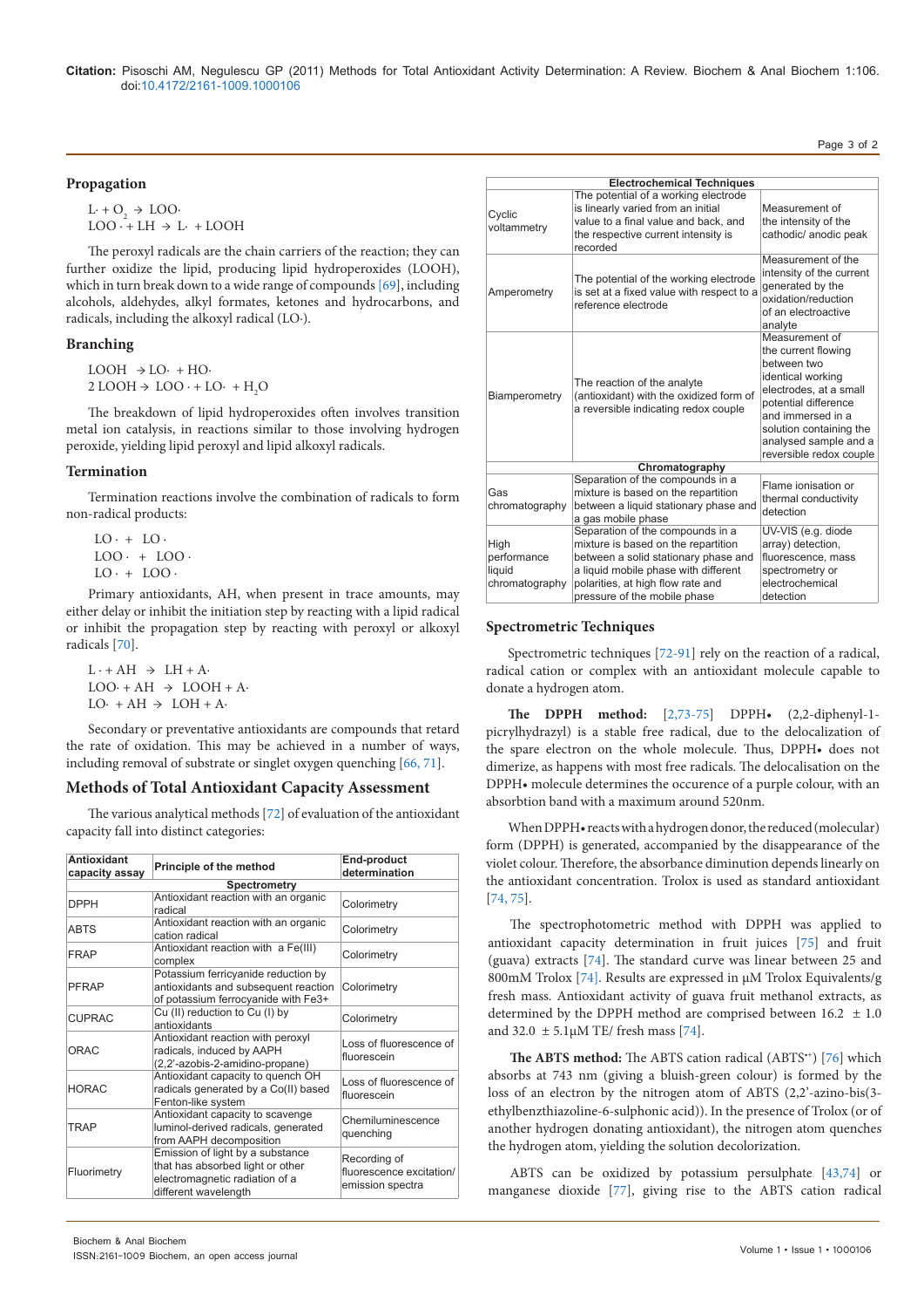### Propagation

$$L\cdot + O_2 \rightarrow LOO\cdot$$
$$LOO\cdot + LH \rightarrow L\cdot + LOOH$$

The peroxyl radicals are the chain carriers of the reaction; they can further oxidize the lipid, producing lipid hydroperoxides (LOOH), which in turn break down to a wide range of compounds [69], including alcohols, aldehydes, alkyl formates, ketones and hydrocarbons, and radicals, including the alkoxyl radical (LO·).

### Branching

$$LOOH \rightarrow LO\cdot + HO\cdot$$
$$2\,LOOH \rightarrow LOO\cdot + LO\cdot + H_2O$$

The breakdown of lipid hydroperoxides often involves transition metal ion catalysis, in reactions similar to those involving hydrogen peroxide, yielding lipid peroxyl and lipid alkoxyl radicals.

### Termination

Termination reactions involve the combination of radicals to form non-radical products:

$$LO\cdot + LO\cdot$$
$$LOO\cdot + LOO\cdot$$
$$LO\cdot + LOO\cdot$$

Primary antioxidants, AH, when present in trace amounts, may either delay or inhibit the initiation step by reacting with a lipid radical or inhibit the propagation step by reacting with peroxyl or alkoxyl radicals [70].

$$L\cdot + AH \rightarrow LH + A\cdot$$
$$LOO\cdot + AH \rightarrow LOOH + A\cdot$$
$$LO\cdot + AH \rightarrow LOH + A\cdot$$

Secondary or preventative antioxidants are compounds that retard the rate of oxidation. This may be achieved in a number of ways, including removal of substrate or singlet oxygen quenching [66, 71].

## Methods of Total Antioxidant Capacity Assessment

The various analytical methods [72] of evaluation of the antioxidant capacity fall into distinct categories:

| Antioxidant capacity assay | Principle of the method | End-product determination |
|---|---|---|
| **Spectrometry** | | |
| DPPH | Antioxidant reaction with an organic radical | Colorimetry |
| ABTS | Antioxidant reaction with an organic cation radical | Colorimetry |
| FRAP | Antioxidant reaction with a Fe(III) complex | Colorimetry |
| PFRAP | Potassium ferricyanide reduction by antioxidants and subsequent reaction of potassium ferrocyanide with $Fe^{3+}$ | Colorimetry |
| CUPRAC | Cu (II) reduction to Cu (I) by antioxidants | Colorimetry |
| ORAC | Antioxidant reaction with peroxyl radicals, induced by AAPH (2,2'-azobis-2-amidino-propane) | Loss of fluorescence of fluorescein |
| HORAC | Antioxidant capacity to quench OH radicals generated by a Co(II) based Fenton-like system | Loss of fluorescence of fluorescein |
| TRAP | Antioxidant capacity to scavenge luminol-derived radicals, generated from AAPH decomposition | Chemiluminescence quenching |
| Fluorimetry | Emission of light by a substance that has absorbed light or other electromagnetic radiation of a different wavelength | Recording of fluorescence excitation/ emission spectra |
| **Electrochemical Techniques** | | |
| Cyclic voltammetry | The potential of a working electrode is linearly varied from an initial value to a final value and back, and the respective current intensity is recorded | Measurement of the intensity of the cathodic/ anodic peak |
| Amperometry | The potential of the working electrode is set at a fixed value with respect to a reference electrode | Measurement of the intensity of the current generated by the oxidation/reduction of an electroactive analyte |
| Biamperometry | The reaction of the analyte (antioxidant) with the oxidized form of a reversible indicating redox couple | Measurement of the current flowing between two identical working electrodes, at a small potential difference and immersed in a solution containing the analysed sample and a reversible redox couple |
| **Chromatography** | | |
| Gas chromatography | Separation of the compounds in a mixture is based on the repartition between a liquid stationary phase and a gas mobile phase | Flame ionisation or thermal conductivity detection |
| High performance liquid chromatography | Separation of the compounds in a mixture is based on the repartition between a solid stationary phase and a liquid mobile phase with different polarities, at high flow rate and pressure of the mobile phase | UV-VIS (e.g. diode array) detection, fluorescence, mass spectrometry or electrochemical detection |

### Spectrometric Techniques

Spectrometric techniques [72-91] rely on the reaction of a radical, radical cation or complex with an antioxidant molecule capable to donate a hydrogen atom.

**The DPPH method:** [2,73-75] DPPH• (2,2-diphenyl-1-picrylhydrazyl) is a stable free radical, due to the delocalization of the spare electron on the whole molecule. Thus, DPPH• does not dimerize, as happens with most free radicals. The delocalisation on the DPPH• molecule determines the occurence of a purple colour, with an absorbtion band with a maximum around 520nm.

When DPPH• reacts with a hydrogen donor, the reduced (molecular) form (DPPH) is generated, accompanied by the disappearance of the violet colour. Therefore, the absorbance diminution depends linearly on the antioxidant concentration. Trolox is used as standard antioxidant [74, 75].

The spectrophotometric method with DPPH was applied to antioxidant capacity determination in fruit juices [75] and fruit (guava) extracts [74]. The standard curve was linear between 25 and 800mM Trolox [74]. Results are expressed in μM Trolox Equivalents/g fresh mass. Antioxidant activity of guava fruit methanol extracts, as determined by the DPPH method are comprised between 16.2 ± 1.0 and 32.0 ± 5.1μM TE/ fresh mass [74].

**The ABTS method:** The ABTS cation radical ($ABTS^{\bullet+}$) [76] which absorbs at 743 nm (giving a bluish-green colour) is formed by the loss of an electron by the nitrogen atom of ABTS (2,2'-azino-bis(3-ethylbenzthiazoline-6-sulphonic acid)). In the presence of Trolox (or of another hydrogen donating antioxidant), the nitrogen atom quenches the hydrogen atom, yielding the solution decolorization.

ABTS can be oxidized by potassium persulphate [43,74] or manganese dioxide [77], giving rise to the ABTS cation radical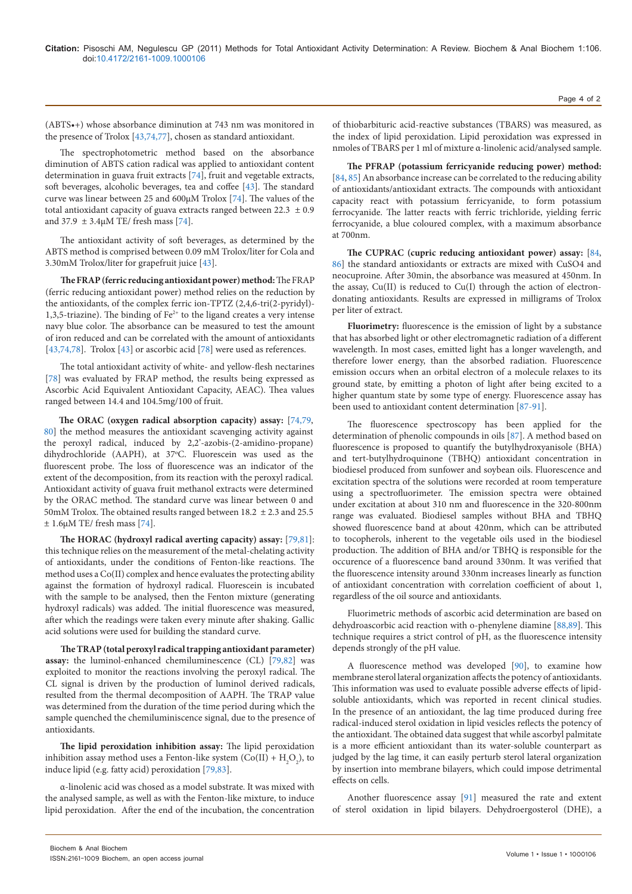(ABTS•+) whose absorbance diminution at 743 nm was monitored in the presence of Trolox [43,74,77], chosen as standard antioxidant.

The spectrophotometric method based on the absorbance diminution of ABTS cation radical was applied to antioxidant content determination in guava fruit extracts [74], fruit and vegetable extracts, soft beverages, alcoholic beverages, tea and coffee [43]. The standard curve was linear between 25 and 600μM Trolox [74]. The values of the total antioxidant capacity of guava extracts ranged between 22.3 ± 0.9 and 37.9 ± 3.4μM TE/ fresh mass [74].

The antioxidant activity of soft beverages, as determined by the ABTS method is comprised between 0.09 mM Trolox/liter for Cola and 3.30mM Trolox/liter for grapefruit juice [43].

**The FRAP (ferric reducing antioxidant power) method:** The FRAP (ferric reducing antioxidant power) method relies on the reduction by the antioxidants, of the complex ferric ion-TPTZ (2,4,6-tri(2-pyridyl)-1,3,5-triazine). The binding of $Fe^{2+}$ to the ligand creates a very intense navy blue color. The absorbance can be measured to test the amount of iron reduced and can be correlated with the amount of antioxidants [43,74,78]. Trolox [43] or ascorbic acid [78] were used as references.

The total antioxidant activity of white- and yellow-flesh nectarines [78] was evaluated by FRAP method, the results being expressed as Ascorbic Acid Equivalent Antioxidant Capacity, AEAC). Thea values ranged between 14.4 and 104.5mg/100 of fruit.

**The ORAC (oxygen radical absorption capacity) assay:** [74,79,80] the method measures the antioxidant scavenging activity against the peroxyl radical, induced by 2,2'-azobis-(2-amidino-propane) dihydrochloride (AAPH), at 37°C. Fluorescein was used as the fluorescent probe. The loss of fluorescence was an indicator of the extent of the decomposition, from its reaction with the peroxyl radical. Antioxidant activity of guava fruit methanol extracts were determined by the ORAC method. The standard curve was linear between 0 and 50mM Trolox. The obtained results ranged between 18.2 ± 2.3 and 25.5 ± 1.6μM TE/ fresh mass [74].

**The HORAC (hydroxyl radical averting capacity) assay:** [79,81]: this technique relies on the measurement of the metal-chelating activity of antioxidants, under the conditions of Fenton-like reactions. The method uses a Co(II) complex and hence evaluates the protecting ability against the formation of hydroxyl radical. Fluorescein is incubated with the sample to be analysed, then the Fenton mixture (generating hydroxyl radicals) was added. The initial fluorescence was measured, after which the readings were taken every minute after shaking. Gallic acid solutions were used for building the standard curve.

**The TRAP (total peroxyl radical trapping antioxidant parameter) assay:** the luminol-enhanced chemiluminescence (CL) [79,82] was exploited to monitor the reactions involving the peroxyl radical. The CL signal is driven by the production of luminol derived radicals, resulted from the thermal decomposition of AAPH. The TRAP value was determined from the duration of the time period during which the sample quenched the chemiluminiscence signal, due to the presence of antioxidants.

**The lipid peroxidation inhibition assay:** The lipid peroxidation inhibition assay method uses a Fenton-like system (Co(II) + $H_2O_2$), to induce lipid (e.g. fatty acid) peroxidation [79,83].

α-linolenic acid was chosed as a model substrate. It was mixed with the analysed sample, as well as with the Fenton-like mixture, to induce lipid peroxidation. After the end of the incubation, the concentration of thiobarbituric acid-reactive substances (TBARS) was measured, as the index of lipid peroxidation. Lipid peroxidation was expressed in nmoles of TBARS per 1 ml of mixture α-linolenic acid/analysed sample.

**The PFRAP (potassium ferricyanide reducing power) method:** [84, 85] An absorbance increase can be correlated to the reducing ability of antioxidants/antioxidant extracts. The compounds with antioxidant capacity react with potassium ferricyanide, to form potassium ferrocyanide. The latter reacts with ferric trichloride, yielding ferric ferrocyanide, a blue coloured complex, with a maximum absorbance at 700nm.

**The CUPRAC (cupric reducing antioxidant power) assay:** [84, 86] the standard antioxidants or extracts are mixed with CuSO4 and neocuproine. After 30min, the absorbance was measured at 450nm. In the assay, Cu(II) is reduced to Cu(I) through the action of electron-donating antioxidants. Results are expressed in milligrams of Trolox per liter of extract.

**Fluorimetry:** fluorescence is the emission of light by a substance that has absorbed light or other electromagnetic radiation of a different wavelength. In most cases, emitted light has a longer wavelength, and therefore lower energy, than the absorbed radiation. Fluorescence emission occurs when an orbital electron of a molecule relaxes to its ground state, by emitting a photon of light after being excited to a higher quantum state by some type of energy. Fluorescence assay has been used to antioxidant content determination [87-91].

The fluorescence spectroscopy has been applied for the determination of phenolic compounds in oils [87]. A method based on fluorescence is proposed to quantify the butylhydroxyanisole (BHA) and tert-butylhydroquinone (TBHQ) antioxidant concentration in biodiesel produced from sunfower and soybean oils. Fluorescence and excitation spectra of the solutions were recorded at room temperature using a spectrofluorimeter. The emission spectra were obtained under excitation at about 310 nm and fluorescence in the 320-800nm range was evaluated. Biodiesel samples without BHA and TBHQ showed fluorescence band at about 420nm, which can be attributed to tocopherols, inherent to the vegetable oils used in the biodiesel production. The addition of BHA and/or TBHQ is responsible for the occurence of a fluorescence band around 330nm. It was verified that the fluorescence intensity around 330nm increases linearly as function of antioxidant concentration with correlation coefficient of about 1, regardless of the oil source and antioxidants.

Fluorimetric methods of ascorbic acid determination are based on dehydroascorbic acid reaction with o-phenylene diamine [88,89]. This technique requires a strict control of pH, as the fluorescence intensity depends strongly of the pH value.

A fluorescence method was developed [90], to examine how membrane sterol lateral organization affects the potency of antioxidants. This information was used to evaluate possible adverse effects of lipid-soluble antioxidants, which was reported in recent clinical studies. In the presence of an antioxidant, the lag time produced during free radical-induced sterol oxidation in lipid vesicles reflects the potency of the antioxidant. The obtained data suggest that while ascorbyl palmitate is a more efficient antioxidant than its water-soluble counterpart as judged by the lag time, it can easily perturb sterol lateral organization by insertion into membrane bilayers, which could impose detrimental effects on cells.

Another fluorescence assay [91] measured the rate and extent of sterol oxidation in lipid bilayers. Dehydroergosterol (DHE), a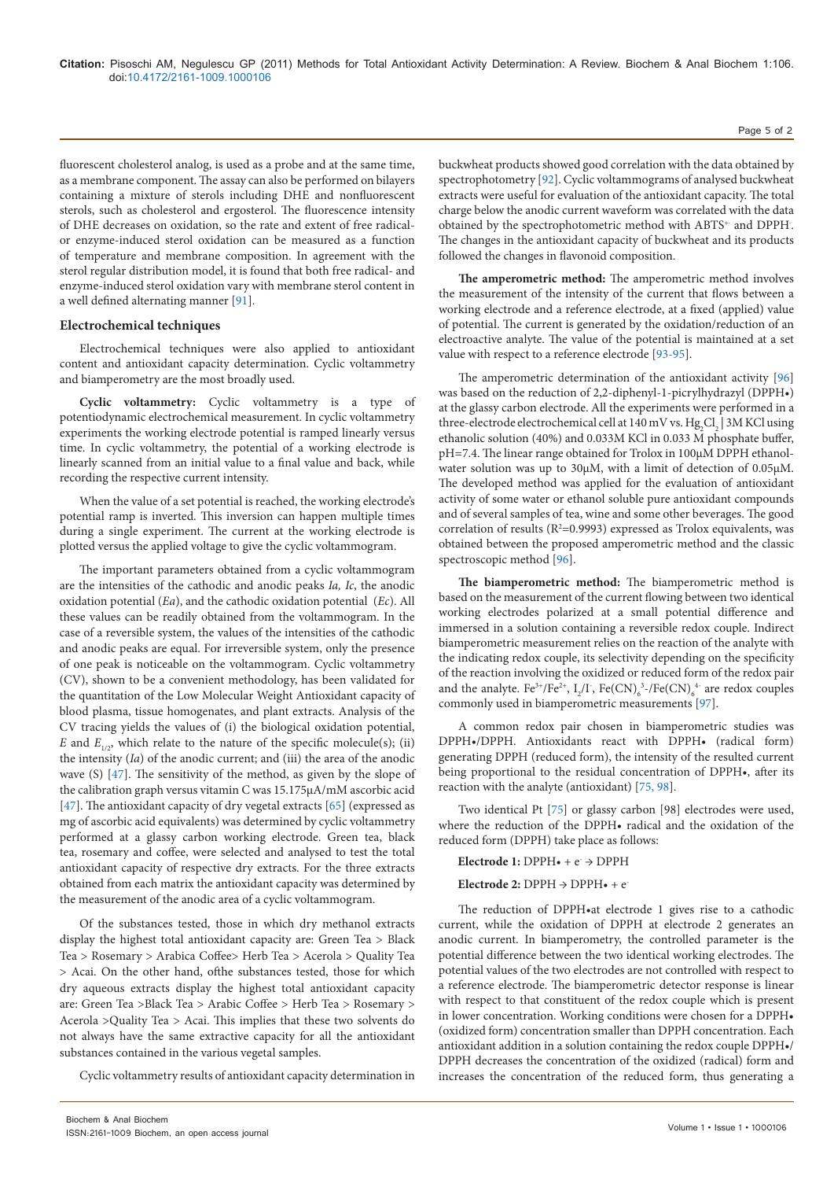fluorescent cholesterol analog, is used as a probe and at the same time, as a membrane component. The assay can also be performed on bilayers containing a mixture of sterols including DHE and nonfluorescent sterols, such as cholesterol and ergosterol. The fluorescence intensity of DHE decreases on oxidation, so the rate and extent of free radical- or enzyme-induced sterol oxidation can be measured as a function of temperature and membrane composition. In agreement with the sterol regular distribution model, it is found that both free radical- and enzyme-induced sterol oxidation vary with membrane sterol content in a well defined alternating manner [91].

### Electrochemical techniques

Electrochemical techniques were also applied to antioxidant content and antioxidant capacity determination. Cyclic voltammetry and biamperometry are the most broadly used.

**Cyclic voltammetry:** Cyclic voltammetry is a type of potentiodynamic electrochemical measurement. In cyclic voltammetry experiments the working electrode potential is ramped linearly versus time. In cyclic voltammetry, the potential of a working electrode is linearly scanned from an initial value to a final value and back, while recording the respective current intensity.

When the value of a set potential is reached, the working electrode's potential ramp is inverted. This inversion can happen multiple times during a single experiment. The current at the working electrode is plotted versus the applied voltage to give the cyclic voltammogram.

The important parameters obtained from a cyclic voltammogram are the intensities of the cathodic and anodic peaks *Ia, Ic*, the anodic oxidation potential (*Ea*), and the cathodic oxidation potential (*Ec*). All these values can be readily obtained from the voltammogram. In the case of a reversible system, the values of the intensities of the cathodic and anodic peaks are equal. For irreversible system, only the presence of one peak is noticeable on the voltammogram. Cyclic voltammetry (CV), shown to be a convenient methodology, has been validated for the quantitation of the Low Molecular Weight Antioxidant capacity of blood plasma, tissue homogenates, and plant extracts. Analysis of the CV tracing yields the values of (i) the biological oxidation potential, $E$ and $E_{1/2}$, which relate to the nature of the specific molecule(s); (ii) the intensity (*Ia*) of the anodic current; and (iii) the area of the anodic wave (S) [47]. The sensitivity of the method, as given by the slope of the calibration graph versus vitamin C was 15.175µA/mM ascorbic acid [47]. The antioxidant capacity of dry vegetal extracts [65] (expressed as mg of ascorbic acid equivalents) was determined by cyclic voltammetry performed at a glassy carbon working electrode. Green tea, black tea, rosemary and coffee, were selected and analysed to test the total antioxidant capacity of respective dry extracts. For the three extracts obtained from each matrix the antioxidant capacity was determined by the measurement of the anodic area of a cyclic voltammogram.

Of the substances tested, those in which dry methanol extracts display the highest total antioxidant capacity are: Green Tea > Black Tea > Rosemary > Arabica Coffee> Herb Tea > Acerola > Quality Tea > Acai. On the other hand, ofthe substances tested, those for which dry aqueous extracts display the highest total antioxidant capacity are: Green Tea >Black Tea > Arabic Coffee > Herb Tea > Rosemary > Acerola >Quality Tea > Acai. This implies that these two solvents do not always have the same extractive capacity for all the antioxidant substances contained in the various vegetal samples.

Cyclic voltammetry results of antioxidant capacity determination in buckwheat products showed good correlation with the data obtained by spectrophotometry [92]. Cyclic voltammograms of analysed buckwheat extracts were useful for evaluation of the antioxidant capacity. The total charge below the anodic current waveform was correlated with the data obtained by the spectrophotometric method with $ABTS^{\bullet+}$ and $DPPH^{\cdot}$. The changes in the antioxidant capacity of buckwheat and its products followed the changes in flavonoid composition.

**The amperometric method:** The amperometric method involves the measurement of the intensity of the current that flows between a working electrode and a reference electrode, at a fixed (applied) value of potential. The current is generated by the oxidation/reduction of an electroactive analyte. The value of the potential is maintained at a set value with respect to a reference electrode [93-95].

The amperometric determination of the antioxidant activity [96] was based on the reduction of 2,2-diphenyl-1-picrylhydrazyl (DPPH•) at the glassy carbon electrode. All the experiments were performed in a three-electrode electrochemical cell at 140 mV vs. $Hg_2Cl_2$ | 3M KCl using ethanolic solution (40%) and 0.033M KCl in 0.033 M phosphate buffer, pH=7.4. The linear range obtained for Trolox in 100µM DPPH ethanol-water solution was up to 30µM, with a limit of detection of 0.05µM. The developed method was applied for the evaluation of antioxidant activity of some water or ethanol soluble pure antioxidant compounds and of several samples of tea, wine and some other beverages. The good correlation of results ($R^2$=0.9993) expressed as Trolox equivalents, was obtained between the proposed amperometric method and the classic spectroscopic method [96].

**The biamperometric method:** The biamperometric method is based on the measurement of the current flowing between two identical working electrodes polarized at a small potential difference and immersed in a solution containing a reversible redox couple. Indirect biamperometric measurement relies on the reaction of the analyte with the indicating redox couple, its selectivity depending on the specificity of the reaction involving the oxidized or reduced form of the redox pair and the analyte. $Fe^{3+}/Fe^{2+}$, $I_2/I^-$, $Fe(CN)_6^{3-}/Fe(CN)_6^{4-}$ are redox couples commonly used in biamperometric measurements [97].

A common redox pair chosen in biamperometric studies was DPPH•/DPPH. Antioxidants react with DPPH• (radical form) generating DPPH (reduced form), the intensity of the resulted current being proportional to the residual concentration of DPPH•, after its reaction with the analyte (antioxidant) [75, 98].

Two identical Pt [75] or glassy carbon [98] electrodes were used, where the reduction of the DPPH• radical and the oxidation of the reduced form (DPPH) take place as follows:

**Electrode 1:** DPPH• + $e^-$ → DPPH

**Electrode 2:** DPPH → DPPH• + $e^-$

The reduction of DPPH•at electrode 1 gives rise to a cathodic current, while the oxidation of DPPH at electrode 2 generates an anodic current. In biamperometry, the controlled parameter is the potential difference between the two identical working electrodes. The potential values of the two electrodes are not controlled with respect to a reference electrode. The biamperometric detector response is linear with respect to that constituent of the redox couple which is present in lower concentration. Working conditions were chosen for a DPPH• (oxidized form) concentration smaller than DPPH concentration. Each antioxidant addition in a solution containing the redox couple DPPH•/ DPPH decreases the concentration of the oxidized (radical) form and increases the concentration of the reduced form, thus generating a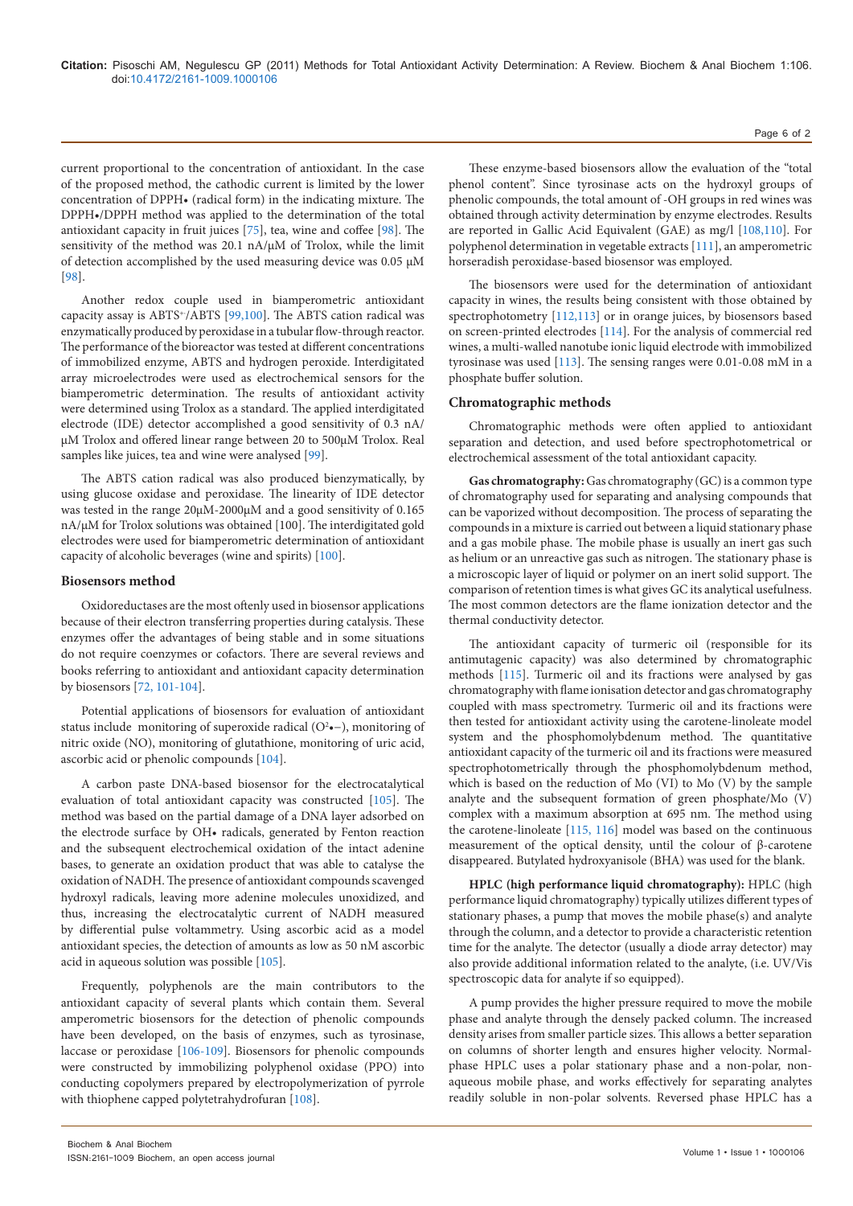current proportional to the concentration of antioxidant. In the case of the proposed method, the cathodic current is limited by the lower concentration of DPPH• (radical form) in the indicating mixture. The DPPH•/DPPH method was applied to the determination of the total antioxidant capacity in fruit juices [75], tea, wine and coffee [98]. The sensitivity of the method was 20.1 nA/µM of Trolox, while the limit of detection accomplished by the used measuring device was 0.05 µM [98].

Another redox couple used in biamperometric antioxidant capacity assay is $ABTS^{+}$/ABTS [99,100]. The ABTS cation radical was enzymatically produced by peroxidase in a tubular flow-through reactor. The performance of the bioreactor was tested at different concentrations of immobilized enzyme, ABTS and hydrogen peroxide. Interdigitated array microelectrodes were used as electrochemical sensors for the biamperometric determination. The results of antioxidant activity were determined using Trolox as a standard. The applied interdigitated electrode (IDE) detector accomplished a good sensitivity of 0.3 nA/µM Trolox and offered linear range between 20 to 500µM Trolox. Real samples like juices, tea and wine were analysed [99].

The ABTS cation radical was also produced bienzymatically, by using glucose oxidase and peroxidase. The linearity of IDE detector was tested in the range 20µM-2000µM and a good sensitivity of 0.165 nA/µM for Trolox solutions was obtained [100]. The interdigitated gold electrodes were used for biamperometric determination of antioxidant capacity of alcoholic beverages (wine and spirits) [100].

## Biosensors method

Oxidoreductases are the most oftenly used in biosensor applications because of their electron transferring properties during catalysis. These enzymes offer the advantages of being stable and in some situations do not require coenzymes or cofactors. There are several reviews and books referring to antioxidant and antioxidant capacity determination by biosensors [72, 101-104].

Potential applications of biosensors for evaluation of antioxidant status include monitoring of superoxide radical ($O^{2}$•−), monitoring of nitric oxide (NO), monitoring of glutathione, monitoring of uric acid, ascorbic acid or phenolic compounds [104].

A carbon paste DNA-based biosensor for the electrocatalytical evaluation of total antioxidant capacity was constructed [105]. The method was based on the partial damage of a DNA layer adsorbed on the electrode surface by OH• radicals, generated by Fenton reaction and the subsequent electrochemical oxidation of the intact adenine bases, to generate an oxidation product that was able to catalyse the oxidation of NADH. The presence of antioxidant compounds scavenged hydroxyl radicals, leaving more adenine molecules unoxidized, and thus, increasing the electrocatalytic current of NADH measured by differential pulse voltammetry. Using ascorbic acid as a model antioxidant species, the detection of amounts as low as 50 nM ascorbic acid in aqueous solution was possible [105].

Frequently, polyphenols are the main contributors to the antioxidant capacity of several plants which contain them. Several amperometric biosensors for the detection of phenolic compounds have been developed, on the basis of enzymes, such as tyrosinase, laccase or peroxidase [106-109]. Biosensors for phenolic compounds were constructed by immobilizing polyphenol oxidase (PPO) into conducting copolymers prepared by electropolymerization of pyrrole with thiophene capped polytetrahydrofuran [108].

These enzyme-based biosensors allow the evaluation of the "total phenol content". Since tyrosinase acts on the hydroxyl groups of phenolic compounds, the total amount of -OH groups in red wines was obtained through activity determination by enzyme electrodes. Results are reported in Gallic Acid Equivalent (GAE) as mg/l [108,110]. For polyphenol determination in vegetable extracts [111], an amperometric horseradish peroxidase-based biosensor was employed.

The biosensors were used for the determination of antioxidant capacity in wines, the results being consistent with those obtained by spectrophotometry [112,113] or in orange juices, by biosensors based on screen-printed electrodes [114]. For the analysis of commercial red wines, a multi-walled nanotube ionic liquid electrode with immobilized tyrosinase was used [113]. The sensing ranges were 0.01-0.08 mM in a phosphate buffer solution.

## Chromatographic methods

Chromatographic methods were often applied to antioxidant separation and detection, and used before spectrophotometrical or electrochemical assessment of the total antioxidant capacity.

**Gas chromatography:** Gas chromatography (GC) is a common type of chromatography used for separating and analysing compounds that can be vaporized without decomposition. The process of separating the compounds in a mixture is carried out between a liquid stationary phase and a gas mobile phase. The mobile phase is usually an inert gas such as helium or an unreactive gas such as nitrogen. The stationary phase is a microscopic layer of liquid or polymer on an inert solid support. The comparison of retention times is what gives GC its analytical usefulness. The most common detectors are the flame ionization detector and the thermal conductivity detector.

The antioxidant capacity of turmeric oil (responsible for its antimutagenic capacity) was also determined by chromatographic methods [115]. Turmeric oil and its fractions were analysed by gas chromatography with flame ionisation detector and gas chromatography coupled with mass spectrometry. Turmeric oil and its fractions were then tested for antioxidant activity using the carotene-linoleate model system and the phosphomolybdenum method. The quantitative antioxidant capacity of the turmeric oil and its fractions were measured spectrophotometrically through the phosphomolybdenum method, which is based on the reduction of Mo (VI) to Mo (V) by the sample analyte and the subsequent formation of green phosphate/Mo (V) complex with a maximum absorption at 695 nm. The method using the carotene-linoleate [115, 116] model was based on the continuous measurement of the optical density, until the colour of β-carotene disappeared. Butylated hydroxyanisole (BHA) was used for the blank.

**HPLC (high performance liquid chromatography):** HPLC (high performance liquid chromatography) typically utilizes different types of stationary phases, a pump that moves the mobile phase(s) and analyte through the column, and a detector to provide a characteristic retention time for the analyte. The detector (usually a diode array detector) may also provide additional information related to the analyte, (i.e. UV/Vis spectroscopic data for analyte if so equipped).

A pump provides the higher pressure required to move the mobile phase and analyte through the densely packed column. The increased density arises from smaller particle sizes. This allows a better separation on columns of shorter length and ensures higher velocity. Normal-phase HPLC uses a polar stationary phase and a non-polar, non-aqueous mobile phase, and works effectively for separating analytes readily soluble in non-polar solvents. Reversed phase HPLC has a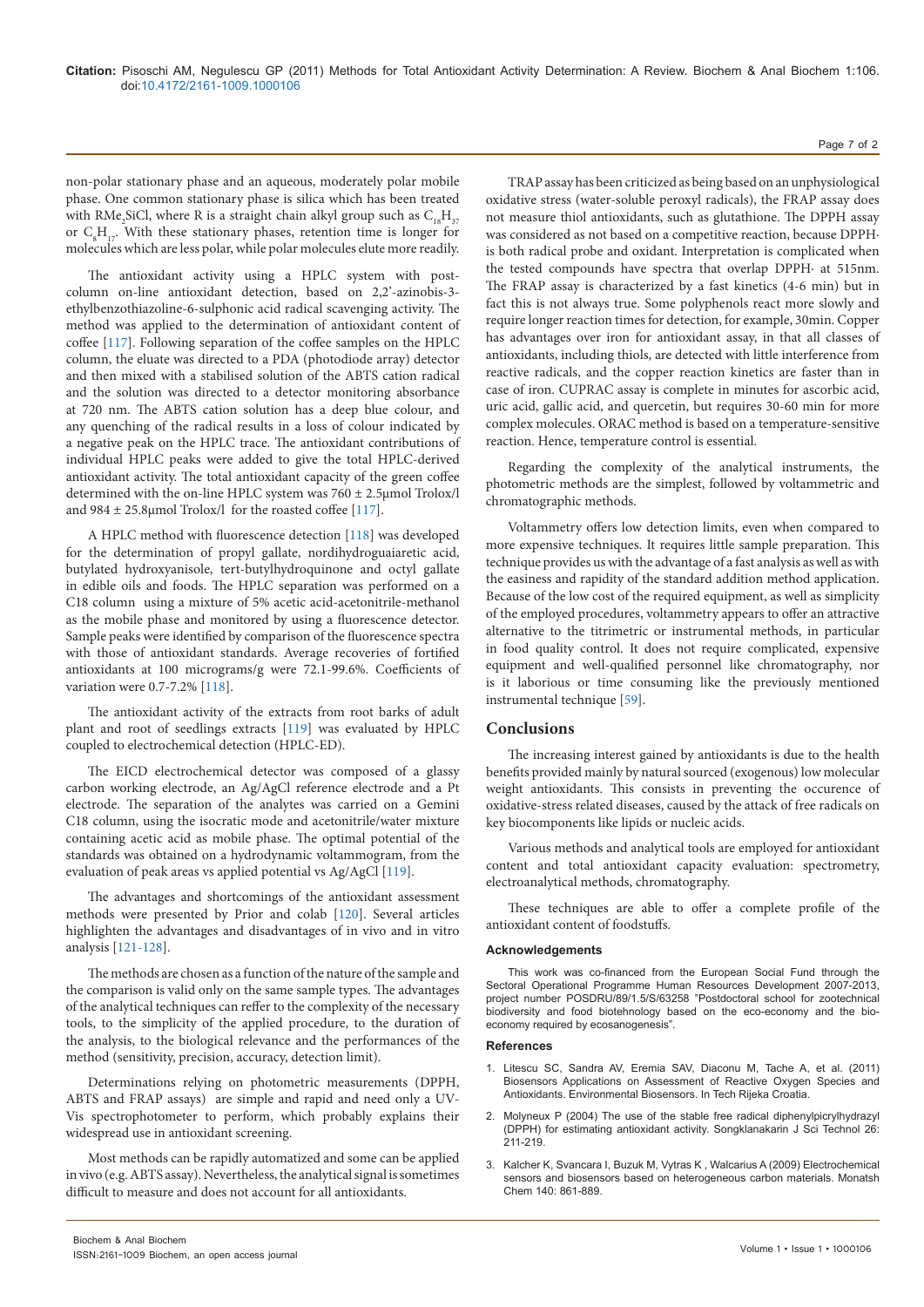non-polar stationary phase and an aqueous, moderately polar mobile phase. One common stationary phase is silica which has been treated with $RMe_2SiCl$, where R is a straight chain alkyl group such as $C_{18}H_{37}$ or $C_8H_{17}$. With these stationary phases, retention time is longer for molecules which are less polar, while polar molecules elute more readily.

The antioxidant activity using a HPLC system with post-column on-line antioxidant detection, based on 2,2'-azinobis-3-ethylbenzothiazoline-6-sulphonic acid radical scavenging activity. The method was applied to the determination of antioxidant content of coffee [117]. Following separation of the coffee samples on the HPLC column, the eluate was directed to a PDA (photodiode array) detector and then mixed with a stabilised solution of the ABTS cation radical and the solution was directed to a detector monitoring absorbance at 720 nm. The ABTS cation solution has a deep blue colour, and any quenching of the radical results in a loss of colour indicated by a negative peak on the HPLC trace. The antioxidant contributions of individual HPLC peaks were added to give the total HPLC-derived antioxidant activity. The total antioxidant capacity of the green coffee determined with the on-line HPLC system was 760 ± 2.5μmol Trolox/l and 984 ± 25.8μmol Trolox/l for the roasted coffee [117].

A HPLC method with fluorescence detection [118] was developed for the determination of propyl gallate, nordihydroguaiaretic acid, butylated hydroxyanisole, tert-butylhydroquinone and octyl gallate in edible oils and foods. The HPLC separation was performed on a C18 column using a mixture of 5% acetic acid-acetonitrile-methanol as the mobile phase and monitored by using a fluorescence detector. Sample peaks were identified by comparison of the fluorescence spectra with those of antioxidant standards. Average recoveries of fortified antioxidants at 100 micrograms/g were 72.1-99.6%. Coefficients of variation were 0.7-7.2% [118].

The antioxidant activity of the extracts from root barks of adult plant and root of seedlings extracts [119] was evaluated by HPLC coupled to electrochemical detection (HPLC-ED).

The EICD electrochemical detector was composed of a glassy carbon working electrode, an Ag/AgCl reference electrode and a Pt electrode. The separation of the analytes was carried on a Gemini C18 column, using the isocratic mode and acetonitrile/water mixture containing acetic acid as mobile phase. The optimal potential of the standards was obtained on a hydrodynamic voltammogram, from the evaluation of peak areas vs applied potential vs Ag/AgCl [119].

The advantages and shortcomings of the antioxidant assessment methods were presented by Prior and colab [120]. Several articles highlighten the advantages and disadvantages of in vivo and in vitro analysis [121-128].

The methods are chosen as a function of the nature of the sample and the comparison is valid only on the same sample types. The advantages of the analytical techniques can reffer to the complexity of the necessary tools, to the simplicity of the applied procedure, to the duration of the analysis, to the biological relevance and the performances of the method (sensitivity, precision, accuracy, detection limit).

Determinations relying on photometric measurements (DPPH, ABTS and FRAP assays) are simple and rapid and need only a UV-Vis spectrophotometer to perform, which probably explains their widespread use in antioxidant screening.

Most methods can be rapidly automatized and some can be applied in vivo (e.g. ABTS assay). Nevertheless, the analytical signal is sometimes difficult to measure and does not account for all antioxidants.

TRAP assay has been criticized as being based on an unphysiological oxidative stress (water-soluble peroxyl radicals), the FRAP assay does not measure thiol antioxidants, such as glutathione. The DPPH assay was considered as not based on a competitive reaction, because DPPH· is both radical probe and oxidant. Interpretation is complicated when the tested compounds have spectra that overlap DPPH· at 515nm. The FRAP assay is characterized by a fast kinetics (4-6 min) but in fact this is not always true. Some polyphenols react more slowly and require longer reaction times for detection, for example, 30min. Copper has advantages over iron for antioxidant assay, in that all classes of antioxidants, including thiols, are detected with little interference from reactive radicals, and the copper reaction kinetics are faster than in case of iron. CUPRAC assay is complete in minutes for ascorbic acid, uric acid, gallic acid, and quercetin, but requires 30-60 min for more complex molecules. ORAC method is based on a temperature-sensitive reaction. Hence, temperature control is essential.

Regarding the complexity of the analytical instruments, the photometric methods are the simplest, followed by voltammetric and chromatographic methods.

Voltammetry offers low detection limits, even when compared to more expensive techniques. It requires little sample preparation. This technique provides us with the advantage of a fast analysis as well as with the easiness and rapidity of the standard addition method application. Because of the low cost of the required equipment, as well as simplicity of the employed procedures, voltammetry appears to offer an attractive alternative to the titrimetric or instrumental methods, in particular in food quality control. It does not require complicated, expensive equipment and well-qualified personnel like chromatography, nor is it laborious or time consuming like the previously mentioned instrumental technique [59].

## Conclusions

The increasing interest gained by antioxidants is due to the health benefits provided mainly by natural sourced (exogenous) low molecular weight antioxidants. This consists in preventing the occurence of oxidative-stress related diseases, caused by the attack of free radicals on key biocomponents like lipids or nucleic acids.

Various methods and analytical tools are employed for antioxidant content and total antioxidant capacity evaluation: spectrometry, electroanalytical methods, chromatography.

These techniques are able to offer a complete profile of the antioxidant content of foodstuffs.

### Acknowledgements

This work was co-financed from the European Social Fund through the Sectoral Operational Programme Human Resources Development 2007-2013, project number POSDRU/89/1.5/S/63258 "Postdoctoral school for zootechnical biodiversity and food biotehnology based on the eco-economy and the bio-economy required by ecosanogenesis".

### References

1. Litescu SC, Sandra AV, Eremia SAV, Diaconu M, Tache A, et al. (2011) Biosensors Applications on Assessment of Reactive Oxygen Species and Antioxidants. Environmental Biosensors. In Tech Rijeka Croatia.
2. Molyneux P (2004) The use of the stable free radical diphenylpicrylhydrazyl (DPPH) for estimating antioxidant activity. Songklanakarin J Sci Technol 26: 211-219.
3. Kalcher K, Svancara I, Buzuk M, Vytras K , Walcarius A (2009) Electrochemical sensors and biosensors based on heterogeneous carbon materials. Monatsh Chem 140: 861-889.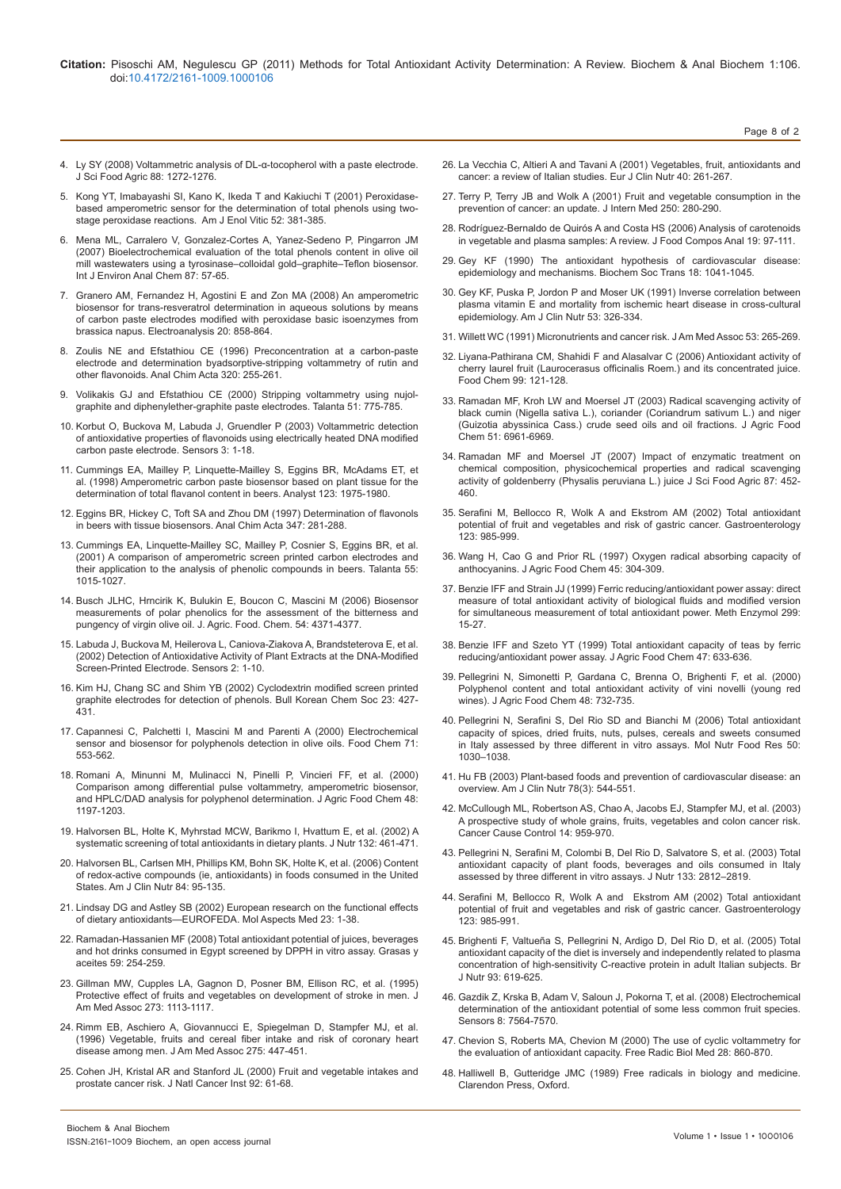4. Ly SY (2008) Voltammetric analysis of DL-α-tocopherol with a paste electrode. J Sci Food Agric 88: 1272-1276.

5. Kong YT, Imabayashi SI, Kano K, Ikeda T and Kakiuchi T (2001) Peroxidase-based amperometric sensor for the determination of total phenols using two-stage peroxidase reactions. Am J Enol Vitic 52: 381-385.

6. Mena ML, Carralero V, Gonzalez-Cortes A, Yanez-Sedeno P, Pingarron JM (2007) Bioelectrochemical evaluation of the total phenols content in olive oil mill wastewaters using a tyrosinase–colloidal gold–graphite–Teflon biosensor. Int J Environ Anal Chem 87: 57-65.

7. Granero AM, Fernandez H, Agostini E and Zon MA (2008) An amperometric biosensor for trans-resveratrol determination in aqueous solutions by means of carbon paste electrodes modified with peroxidase basic isoenzymes from brassica napus. Electroanalysis 20: 858-864.

8. Zoulis NE and Efstathiou CE (1996) Preconcentration at a carbon-paste electrode and determination byadsorptive-stripping voltammetry of rutin and other flavonoids. Anal Chim Acta 320: 255-261.

9. Volikakis GJ and Efstathiou CE (2000) Stripping voltammetry using nujol-graphite and diphenylether-graphite paste electrodes. Talanta 51: 775-785.

10. Korbut O, Buckova M, Labuda J, Gruendler P (2003) Voltammetric detection of antioxidative properties of flavonoids using electrically heated DNA modified carbon paste electrode. Sensors 3: 1-18.

11. Cummings EA, Mailley P, Linquette-Mailley S, Eggins BR, McAdams ET, et al. (1998) Amperometric carbon paste biosensor based on plant tissue for the determination of total flavanol content in beers. Analyst 123: 1975-1980.

12. Eggins BR, Hickey C, Toft SA and Zhou DM (1997) Determination of flavonols in beers with tissue biosensors. Anal Chim Acta 347: 281-288.

13. Cummings EA, Linquette-Mailley SC, Mailley P, Cosnier S, Eggins BR, et al. (2001) A comparison of amperometric screen printed carbon electrodes and their application to the analysis of phenolic compounds in beers. Talanta 55: 1015-1027.

14. Busch JLHC, Hrncirik K, Bulukin E, Boucon C, Mascini M (2006) Biosensor measurements of polar phenolics for the assessment of the bitterness and pungency of virgin olive oil. J. Agric. Food. Chem. 54: 4371-4377.

15. Labuda J, Buckova M, Heilerova L, Caniova-Ziakova A, Brandsterova E, et al. (2002) Detection of Antioxidative Activity of Plant Extracts at the DNA-Modified Screen-Printed Electrode. Sensors 2: 1-10.

16. Kim HJ, Chang SC and Shim YB (2002) Cyclodextrin modified screen printed graphite electrodes for detection of phenols. Bull Korean Chem Soc 23: 427-431.

17. Capannesci C, Palchetti I, Mascini M and Parenti A (2000) Electrochemical sensor and biosensor for polyphenols detection in olive oils. Food Chem 71: 553-562.

18. Romani A, Minunni M, Mulinacci N, Pinelli P, Vincieri FF, et al. (2000) Comparison among differential pulse voltammetry, amperometric biosensor, and HPLC/DAD analysis for polyphenol determination. J Agric Food Chem 48: 1197-1203.

19. Halvorsen BL, Holte K, Myhrstad MCW, Barikmo I, Hvattum E, et al. (2002) A systematic screening of total antioxidants in dietary plants. J Nutr 132: 461-471.

20. Halvorsen BL, Carlsen MH, Phillips KM, Bohn SK, Holte K, et al. (2006) Content of redox-active compounds (ie, antioxidants) in foods consumed in the United States. Am J Clin Nutr 84: 95-135.

21. Lindsay DG and Astley SB (2002) European research on the functional effects of dietary antioxidants—EUROFEDA. Mol Aspects Med 23: 1-38.

22. Ramadan-Hassanien MF (2008) Total antioxidant potential of juices, beverages and hot drinks consumed in Egypt screened by DPPH in vitro assay. Grasas y aceites 59: 254-259.

23. Gillman MW, Cupples LA, Gagnon D, Posner BM, Ellison RC, et al. (1995) Protective effect of fruits and vegetables on development of stroke in men. J Am Med Assoc 273: 1113-1117.

24. Rimm EB, Aschiero A, Giovannucci E, Spiegelman D, Stampfer MJ, et al. (1996) Vegetable, fruits and cereal fiber intake and risk of coronary heart disease among men. J Am Med Assoc 275: 447-451.

25. Cohen JH, Kristal AR and Stanford JL (2000) Fruit and vegetable intakes and prostate cancer risk. J Natl Cancer Inst 92: 61-68.

26. La Vecchia C, Altieri A and Tavani A (2001) Vegetables, fruit, antioxidants and cancer: a review of Italian studies. Eur J Clin Nutr 40: 261-267.

27. Terry P, Terry JB and Wolk A (2001) Fruit and vegetable consumption in the prevention of cancer: an update. J Intern Med 250: 280-290.

28. Rodríguez-Bernaldo de Quirós A and Costa HS (2006) Analysis of carotenoids in vegetable and plasma samples: A review. J Food Compos Anal 19: 97-111.

29. Gey KF (1990) The antioxidant hypothesis of cardiovascular disease: epidemiology and mechanisms. Biochem Soc Trans 18: 1041-1045.

30. Gey KF, Puska P, Jordon P and Moser UK (1991) Inverse correlation between plasma vitamin E and mortality from ischemic heart disease in cross-cultural epidemiology. Am J Clin Nutr 53: 326-334.

31. Willett WC (1991) Micronutrients and cancer risk. J Am Med Assoc 53: 265-269.

32. Liyana-Pathirana CM, Shahidi F and Alasalvar C (2006) Antioxidant activity of cherry laurel fruit (Laurocerasus officinalis Roem.) and its concentrated juice. Food Chem 99: 121-128.

33. Ramadan MF, Kroh LW and Moersel JT (2003) Radical scavenging activity of black cumin (Nigella sativa L.), coriander (Coriandrum sativum L.) and niger (Guizotia abyssinica Cass.) crude seed oils and oil fractions. J Agric Food Chem 51: 6961-6969.

34. Ramadan MF and Moersel JT (2007) Impact of enzymatic treatment on chemical composition, physicochemical properties and radical scavenging activity of goldenberry (Physalis peruviana L.) juice J Sci Food Agric 87: 452-460.

35. Serafini M, Bellocco R, Wolk A and Ekstrom AM (2002) Total antioxidant potential of fruit and vegetables and risk of gastric cancer. Gastroenterology 123: 985-999.

36. Wang H, Cao G and Prior RL (1997) Oxygen radical absorbing capacity of anthocyanins. J Agric Food Chem 45: 304-309.

37. Benzie IFF and Strain JJ (1999) Ferric reducing/antioxidant power assay: direct measure of total antioxidant activity of biological fluids and modified version for simultaneous measurement of total antioxidant power. Meth Enzymol 299: 15-27.

38. Benzie IFF and Szeto YT (1999) Total antioxidant capacity of teas by ferric reducing/antioxidant power assay. J Agric Food Chem 47: 633-636.

39. Pellegrini N, Simonetti P, Gardana C, Brenna O, Brighenti F, et al. (2000) Polyphenol content and total antioxidant activity of vini novelli (young red wines). J Agric Food Chem 48: 732-735.

40. Pellegrini N, Serafini S, Del Rio SD and Bianchi M (2006) Total antioxidant capacity of spices, dried fruits, nuts, pulses, cereals and sweets consumed in Italy assessed by three different in vitro assays. Mol Nutr Food Res 50: 1030–1038.

41. Hu FB (2003) Plant-based foods and prevention of cardiovascular disease: an overview. Am J Clin Nutr 78(3): 544-551.

42. McCullough ML, Robertson AS, Chao A, Jacobs EJ, Stampfer MJ, et al. (2003) A prospective study of whole grains, fruits, vegetables and colon cancer risk. Cancer Cause Control 14: 959-970.

43. Pellegrini N, Serafini M, Colombi B, Del Rio D, Salvatore S, et al. (2003) Total antioxidant capacity of plant foods, beverages and oils consumed in Italy assessed by three different in vitro assays. J Nutr 133: 2812–2819.

44. Serafini M, Bellocco R, Wolk A and Ekstrom AM (2002) Total antioxidant potential of fruit and vegetables and risk of gastric cancer. Gastroenterology 123: 985-991.

45. Brighenti F, Valtueña S, Pellegrini N, Ardigo D, Del Rio D, et al. (2005) Total antioxidant capacity of the diet is inversely and independently related to plasma concentration of high-sensitivity C-reactive protein in adult Italian subjects. Br J Nutr 93: 619-625.

46. Gazdik Z, Krska B, Adam V, Saloun J, Pokorna T, et al. (2008) Electrochemical determination of the antioxidant potential of some less common fruit species. Sensors 8: 7564-7570.

47. Chevion S, Roberts MA, Chevion M (2000) The use of cyclic voltammetry for the evaluation of antioxidant capacity. Free Radic Biol Med 28: 860-870.

48. Halliwell B, Gutteridge JMC (1989) Free radicals in biology and medicine. Clarendon Press, Oxford.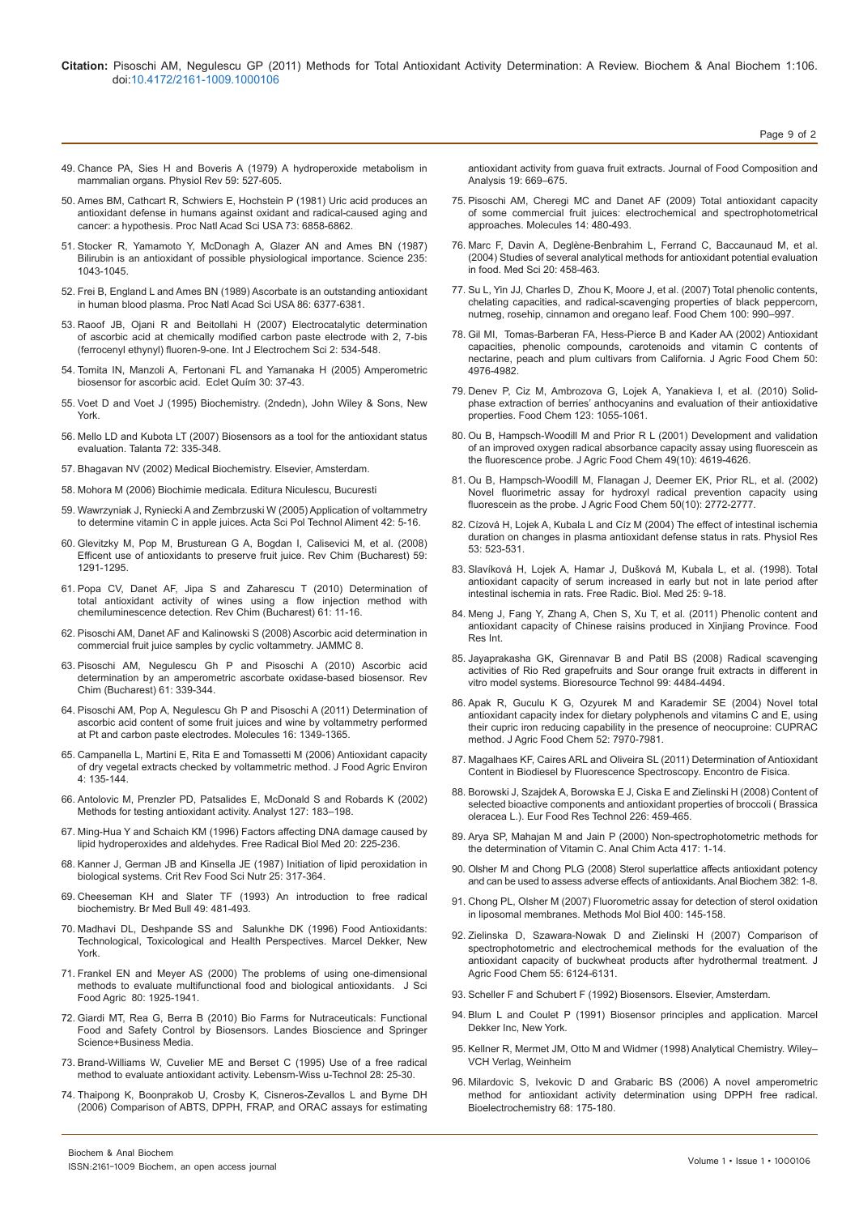49. Chance PA, Sies H and Boveris A (1979) A hydroperoxide metabolism in mammalian organs. Physiol Rev 59: 527-605.

50. Ames BM, Cathcart R, Schwiers E, Hochstein P (1981) Uric acid produces an antioxidant defense in humans against oxidant and radical-caused aging and cancer: a hypothesis. Proc Natl Acad Sci USA 73: 6858-6862.

51. Stocker R, Yamamoto Y, McDonagh A, Glazer AN and Ames BN (1987) Bilirubin is an antioxidant of possible physiological importance. Science 235: 1043-1045.

52. Frei B, England L and Ames BN (1989) Ascorbate is an outstanding antioxidant in human blood plasma. Proc Natl Acad Sci USA 86: 6377-6381.

53. Raoof JB, Ojani R and Beitollahi H (2007) Electrocatalytic determination of ascorbic acid at chemically modified carbon paste electrode with 2, 7-bis (ferrocenyl ethynyl) fluoren-9-one. Int J Electrochem Sci 2: 534-548.

54. Tomita IN, Manzoli A, Fertonani FL and Yamanaka H (2005) Amperometric biosensor for ascorbic acid. Eclet Quím 30: 37-43.

55. Voet D and Voet J (1995) Biochemistry. (2ndedn), John Wiley & Sons, New York.

56. Mello LD and Kubota LT (2007) Biosensors as a tool for the antioxidant status evaluation. Talanta 72: 335-348.

57. Bhagavan NV (2002) Medical Biochemistry. Elsevier, Amsterdam.

58. Mohora M (2006) Biochimie medicala. Editura Niculescu, Bucuresti

59. Wawrzyniak J, Ryniecki A and Zembrzuski W (2005) Application of voltammetry to determine vitamin C in apple juices. Acta Sci Pol Technol Aliment 42: 5-16.

60. Glevitzky M, Pop M, Brusturean G A, Bogdan I, Calisevici M, et al. (2008) Efficent use of antioxidants to preserve fruit juice. Rev Chim (Bucharest) 59: 1291-1295.

61. Popa CV, Danet AF, Jipa S and Zaharescu T (2010) Determination of total antioxidant activity of wines using a flow injection method with chemiluminescence detection. Rev Chim (Bucharest) 61: 11-16.

62. Pisoschi AM, Danet AF and Kalinowski S (2008) Ascorbic acid determination in commercial fruit juice samples by cyclic voltammetry. JAMMC 8.

63. Pisoschi AM, Negulescu Gh P and Pisoschi A (2010) Ascorbic acid determination by an amperometric ascorbate oxidase-based biosensor. Rev Chim (Bucharest) 61: 339-344.

64. Pisoschi AM, Pop A, Negulescu Gh P and Pisoschi A (2011) Determination of ascorbic acid content of some fruit juices and wine by voltammetry performed at Pt and carbon paste electrodes. Molecules 16: 1349-1365.

65. Campanella L, Martini E, Rita E and Tomassetti M (2006) Antioxidant capacity of dry vegetal extracts checked by voltammetric method. J Food Agric Environ 4: 135-144.

66. Antolovic M, Prenzler PD, Patsalides E, McDonald S and Robards K (2002) Methods for testing antioxidant activity. Analyst 127: 183–198.

67. Ming-Hua Y and Schaich KM (1996) Factors affecting DNA damage caused by lipid hydroperoxides and aldehydes. Free Radical Biol Med 20: 225-236.

68. Kanner J, German JB and Kinsella JE (1987) Initiation of lipid peroxidation in biological systems. Crit Rev Food Sci Nutr 25: 317-364.

69. Cheeseman KH and Slater TF (1993) An introduction to free radical biochemistry. Br Med Bull 49: 481-493.

70. Madhavi DL, Deshpande SS and Salunkhe DK (1996) Food Antioxidants: Technological, Toxicological and Health Perspectives. Marcel Dekker, New York.

71. Frankel EN and Meyer AS (2000) The problems of using one-dimensional methods to evaluate multifunctional food and biological antioxidants. J Sci Food Agric 80: 1925-1941.

72. Giardi MT, Rea G, Berra B (2010) Bio Farms for Nutraceuticals: Functional Food and Safety Control by Biosensors. Landes Bioscience and Springer Science+Business Media.

73. Brand-Williams W, Cuvelier ME and Berset C (1995) Use of a free radical method to evaluate antioxidant activity. Lebensm-Wiss u-Technol 28: 25-30.

74. Thaipong K, Boonprakob U, Crosby K, Cisneros-Zevallos L and Byrne DH (2006) Comparison of ABTS, DPPH, FRAP, and ORAC assays for estimating antioxidant activity from guava fruit extracts. Journal of Food Composition and Analysis 19: 669–675.

75. Pisoschi AM, Cheregi MC and Danet AF (2009) Total antioxidant capacity of some commercial fruit juices: electrochemical and spectrophotometrical approaches. Molecules 14: 480-493.

76. Marc F, Davin A, Deglène-Benbrahim L, Ferrand C, Baccaunaud M, et al. (2004) Studies of several analytical methods for antioxidant potential evaluation in food. Med Sci 20: 458-463.

77. Su L, Yin JJ, Charles D, Zhou K, Moore J, et al. (2007) Total phenolic contents, chelating capacities, and radical-scavenging properties of black peppercorn, nutmeg, rosehip, cinnamon and oregano leaf. Food Chem 100: 990–997.

78. Gil MI, Tomas-Barberan FA, Hess-Pierce B and Kader AA (2002) Antioxidant capacities, phenolic compounds, carotenoids and vitamin C contents of nectarine, peach and plum cultivars from California. J Agric Food Chem 50: 4976-4982.

79. Denev P, Ciz M, Ambrozova G, Lojek A, Yanakieva I, et al. (2010) Solid-phase extraction of berries' anthocyanins and evaluation of their antioxidative properties. Food Chem 123: 1055-1061.

80. Ou B, Hampsch-Woodill M and Prior R L (2001) Development and validation of an improved oxygen radical absorbance capacity assay using fluorescein as the fluorescence probe. J Agric Food Chem 49(10): 4619-4626.

81. Ou B, Hampsch-Woodill M, Flanagan J, Deemer EK, Prior RL, et al. (2002) Novel fluorimetric assay for hydroxyl radical prevention capacity using fluorescein as the probe. J Agric Food Chem 50(10): 2772-2777.

82. Cízová H, Lojek A, Kubala L and Cíz M (2004) The effect of intestinal ischemia duration on changes in plasma antioxidant defense status in rats. Physiol Res 53: 523-531.

83. Slavíková H, Lojek A, Hamar J, Dušková M, Kubala L, et al. (1998). Total antioxidant capacity of serum increased in early but not in late period after intestinal ischemia in rats. Free Radic. Biol. Med 25: 9-18.

84. Meng J, Fang Y, Zhang A, Chen S, Xu T, et al. (2011) Phenolic content and antioxidant capacity of Chinese raisins produced in Xinjiang Province. Food Res Int.

85. Jayaprakasha GK, Girennavar B and Patil BS (2008) Radical scavenging activities of Rio Red grapefruits and Sour orange fruit extracts in different in vitro model systems. Bioresource Technol 99: 4484-4494.

86. Apak R, Guculu K G, Ozyurek M and Karademir SE (2004) Novel total antioxidant capacity index for dietary polyphenols and vitamins C and E, using their cupric iron reducing capability in the presence of neocuproine: CUPRAC method. J Agric Food Chem 52: 7970-7981.

87. Magalhaes KF, Caires ARL and Oliveira SL (2011) Determination of Antioxidant Content in Biodiesel by Fluorescence Spectroscopy. Encontro de Fisica.

88. Borowski J, Szajdek A, Borowska E J, Ciska E and Zielinski H (2008) Content of selected bioactive components and antioxidant properties of broccoli ( Brassica oleracea L.). Eur Food Res Technol 226: 459-465.

89. Arya SP, Mahajan M and Jain P (2000) Non-spectrophotometric methods for the determination of Vitamin C. Anal Chim Acta 417: 1-14.

90. Olsher M and Chong PLG (2008) Sterol superlattice affects antioxidant potency and can be used to assess adverse effects of antioxidants. Anal Biochem 382: 1-8.

91. Chong PL, Olsher M (2007) Fluorometric assay for detection of sterol oxidation in liposomal membranes. Methods Mol Biol 400: 145-158.

92. Zielinska D, Szawara-Nowak D and Zielinski H (2007) Comparison of spectrophotometric and electrochemical methods for the evaluation of the antioxidant capacity of buckwheat products after hydrothermal treatment. J Agric Food Chem 55: 6124-6131.

93. Scheller F and Schubert F (1992) Biosensors. Elsevier, Amsterdam.

94. Blum L and Coulet P (1991) Biosensor principles and application. Marcel Dekker Inc, New York.

95. Kellner R, Mermet JM, Otto M and Widmer (1998) Analytical Chemistry. Wiley–VCH Verlag, Weinheim

96. Milardovic S, Ivekovic D and Grabaric BS (2006) A novel amperometric method for antioxidant activity determination using DPPH free radical. Bioelectrochemistry 68: 175-180.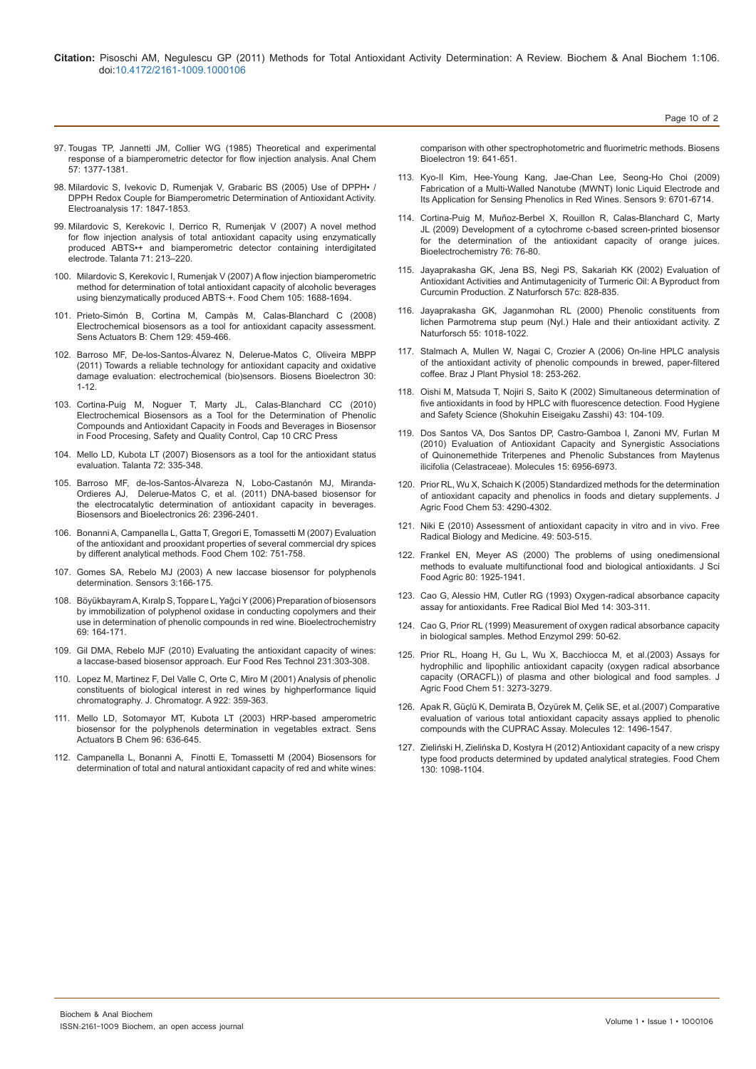97. Tougas TP, Jannetti JM, Collier WG (1985) Theoretical and experimental response of a biamperometric detector for flow injection analysis. Anal Chem 57: 1377-1381.

98. Milardovic S, Ivekovic D, Rumenjak V, Grabaric BS (2005) Use of DPPH• / DPPH Redox Couple for Biamperometric Determination of Antioxidant Activity. Electroanalysis 17: 1847-1853.

99. Milardovic S, Kerekovic I, Derrico R, Rumenjak V (2007) A novel method for flow injection analysis of total antioxidant capacity using enzymatically produced ABTS•+ and biamperometric detector containing interdigitated electrode. Talanta 71: 213–220.

100. Milardovic S, Kerekovic I, Rumenjak V (2007) A flow injection biamperometric method for determination of total antioxidant capacity of alcoholic beverages using bienzymatically produced ABTS·+. Food Chem 105: 1688-1694.

101. Prieto-Simón B, Cortina M, Campàs M, Calas-Blanchard C (2008) Electrochemical biosensors as a tool for antioxidant capacity assessment. Sens Actuators B: Chem 129: 459-466.

102. Barroso MF, De-los-Santos-Álvarez N, Delerue-Matos C, Oliveira MBPP (2011) Towards a reliable technology for antioxidant capacity and oxidative damage evaluation: electrochemical (bio)sensors. Biosens Bioelectron 30: 1-12.

103. Cortina-Puig M, Noguer T, Marty JL, Calas-Blanchard CC (2010) Electrochemical Biosensors as a Tool for the Determination of Phenolic Compounds and Antioxidant Capacity in Foods and Beverages in Biosensor in Food Procesing, Safety and Quality Control, Cap 10 CRC Press

104. Mello LD, Kubota LT (2007) Biosensors as a tool for the antioxidant status evaluation. Talanta 72: 335-348.

105. Barroso MF, de-los-Santos-Álvareza N, Lobo-Castanón MJ, Miranda-Ordieres AJ, Delerue-Matos C, et al. (2011) DNA-based biosensor for the electrocatalytic determination of antioxidant capacity in beverages. Biosensors and Bioelectronics 26: 2396-2401.

106. Bonanni A, Campanella L, Gatta T, Gregori E, Tomassetti M (2007) Evaluation of the antioxidant and prooxidant properties of several commercial dry spices by different analytical methods. Food Chem 102: 751-758.

107. Gomes SA, Rebelo MJ (2003) A new laccase biosensor for polyphenols determination. Sensors 3:166-175.

108. Böyükbayram A, Kıralp S, Toppare L, Yağci Y (2006) Preparation of biosensors by immobilization of polyphenol oxidase in conducting copolymers and their use in determination of phenolic compounds in red wine. Bioelectrochemistry 69: 164-171.

109. Gil DMA, Rebelo MJF (2010) Evaluating the antioxidant capacity of wines: a laccase-based biosensor approach. Eur Food Res Technol 231:303-308.

110. Lopez M, Martinez F, Del Valle C, Orte C, Miro M (2001) Analysis of phenolic constituents of biological interest in red wines by highperformance liquid chromatography. J. Chromatogr. A 922: 359-363.

111. Mello LD, Sotomayor MT, Kubota LT (2003) HRP-based amperometric biosensor for the polyphenols determination in vegetables extract. Sens Actuators B Chem 96: 636-645.

112. Campanella L, Bonanni A, Finotti E, Tomassetti M (2004) Biosensors for determination of total and natural antioxidant capacity of red and white wines: comparison with other spectrophotometric and fluorimetric methods. Biosens Bioelectron 19: 641-651.

113. Kyo-Il Kim, Hee-Young Kang, Jae-Chan Lee, Seong-Ho Choi (2009) Fabrication of a Multi-Walled Nanotube (MWNT) Ionic Liquid Electrode and Its Application for Sensing Phenolics in Red Wines. Sensors 9: 6701-6714.

114. Cortina-Puig M, Muñoz-Berbel X, Rouillon R, Calas-Blanchard C, Marty JL (2009) Development of a cytochrome c-based screen-printed biosensor for the determination of the antioxidant capacity of orange juices. Bioelectrochemistry 76: 76-80.

115. Jayaprakasha GK, Jena BS, Negi PS, Sakariah KK (2002) Evaluation of Antioxidant Activities and Antimutagenicity of Turmeric Oil: A Byproduct from Curcumin Production. Z Naturforsch 57c: 828-835.

116. Jayaprakasha GK, Jaganmohan RL (2000) Phenolic constituents from lichen Parmotrema stup peum (Nyl.) Hale and their antioxidant activity. Z Naturforsch 55: 1018-1022.

117. Stalmach A, Mullen W, Nagai C, Crozier A (2006) On-line HPLC analysis of the antioxidant activity of phenolic compounds in brewed, paper-filtered coffee. Braz J Plant Physiol 18: 253-262.

118. Oishi M, Matsuda T, Nojiri S, Saito K (2002) Simultaneous determination of five antioxidants in food by HPLC with fluorescence detection. Food Hygiene and Safety Science (Shokuhin Eiseigaku Zasshi) 43: 104-109.

119. Dos Santos VA, Dos Santos DP, Castro-Gamboa I, Zanoni MV, Furlan M (2010) Evaluation of Antioxidant Capacity and Synergistic Associations of Quinonemethide Triterpenes and Phenolic Substances from Maytenus ilicifolia (Celastraceae). Molecules 15: 6956-6973.

120. Prior RL, Wu X, Schaich K (2005) Standardized methods for the determination of antioxidant capacity and phenolics in foods and dietary supplements. J Agric Food Chem 53: 4290-4302.

121. Niki E (2010) Assessment of antioxidant capacity in vitro and in vivo. Free Radical Biology and Medicine. 49: 503-515.

122. Frankel EN, Meyer AS (2000) The problems of using onedimensional methods to evaluate multifunctional food and biological antioxidants. J Sci Food Agric 80: 1925-1941.

123. Cao G, Alessio HM, Cutler RG (1993) Oxygen-radical absorbance capacity assay for antioxidants. Free Radical Biol Med 14: 303-311.

124. Cao G, Prior RL (1999) Measurement of oxygen radical absorbance capacity in biological samples. Method Enzymol 299: 50-62.

125. Prior RL, Hoang H, Gu L, Wu X, Bacchiocca M, et al.(2003) Assays for hydrophilic and lipophilic antioxidant capacity (oxygen radical absorbance capacity (ORACFL)) of plasma and other biological and food samples. J Agric Food Chem 51: 3273-3279.

126. Apak R, Güçlü K, Demirata B, Özyürek M, Çelik SE, et al.(2007) Comparative evaluation of various total antioxidant capacity assays applied to phenolic compounds with the CUPRAC Assay. Molecules 12: 1496-1547.

127. Zieliński H, Zielińska D, Kostyra H (2012) Antioxidant capacity of a new crispy type food products determined by updated analytical strategies. Food Chem 130: 1098-1104.